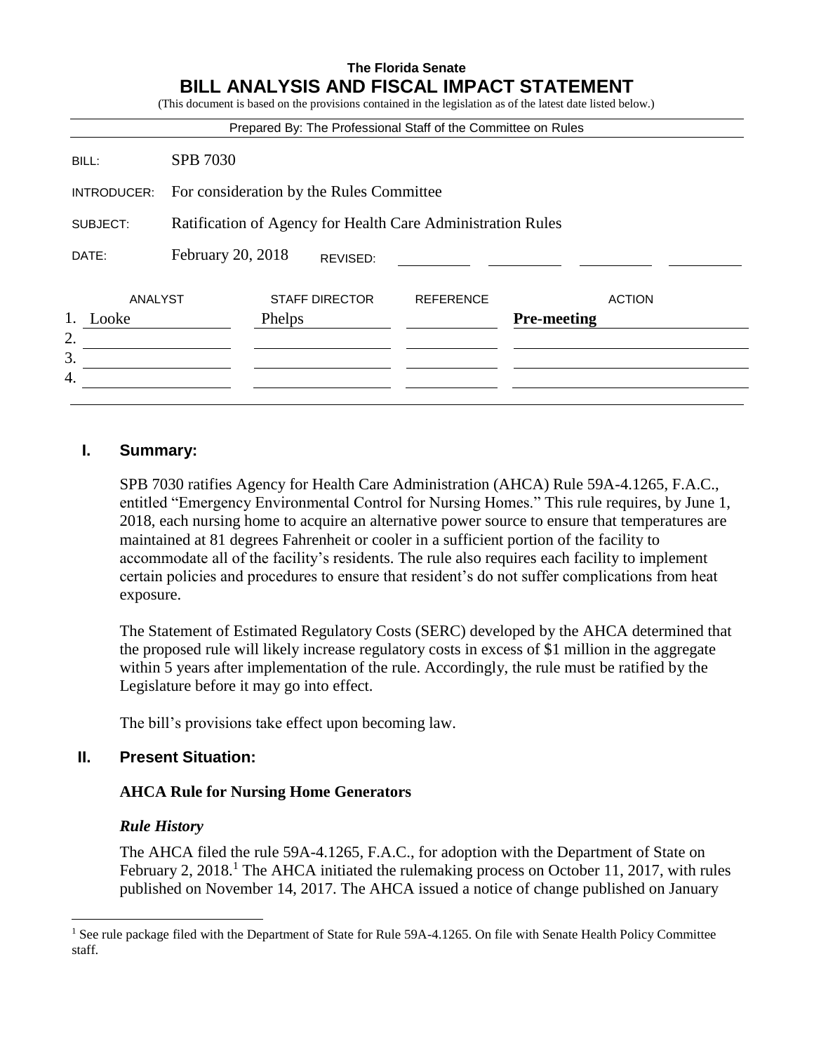**The Florida Senate**

# BILL ANALYSIS AND FISCAL IMPACT STATEMENT

(This document is based on the provisions contained in the legislation as of the latest date listed below.)

Prepared By: The Professional Staff of the Committee on Rules

| | |
|---|---|
| BILL: | SPB 7030 |
| INTRODUCER: | For consideration by the Rules Committee |
| SUBJECT: | Ratification of Agency for Health Care Administration Rules |
| DATE: | February 20, 2018 REVISED: |

| | ANALYST | STAFF DIRECTOR | REFERENCE | ACTION |
|---|---|---|---|---|
| 1. | Looke | Phelps | | **Pre-meeting** |
| 2. | | | | |
| 3. | | | | |
| 4. | | | | |

## I. Summary:

SPB 7030 ratifies Agency for Health Care Administration (AHCA) Rule 59A-4.1265, F.A.C., entitled "Emergency Environmental Control for Nursing Homes." This rule requires, by June 1, 2018, each nursing home to acquire an alternative power source to ensure that temperatures are maintained at 81 degrees Fahrenheit or cooler in a sufficient portion of the facility to accommodate all of the facility's residents. The rule also requires each facility to implement certain policies and procedures to ensure that resident's do not suffer complications from heat exposure.

The Statement of Estimated Regulatory Costs (SERC) developed by the AHCA determined that the proposed rule will likely increase regulatory costs in excess of $1 million in the aggregate within 5 years after implementation of the rule. Accordingly, the rule must be ratified by the Legislature before it may go into effect.

The bill's provisions take effect upon becoming law.

## II. Present Situation:

### AHCA Rule for Nursing Home Generators

#### *Rule History*

The AHCA filed the rule 59A-4.1265, F.A.C., for adoption with the Department of State on February 2, 2018.[1] The AHCA initiated the rulemaking process on October 11, 2017, with rules published on November 14, 2017. The AHCA issued a notice of change published on January

---

[1] See rule package filed with the Department of State for Rule 59A-4.1265. On file with Senate Health Policy Committee staff.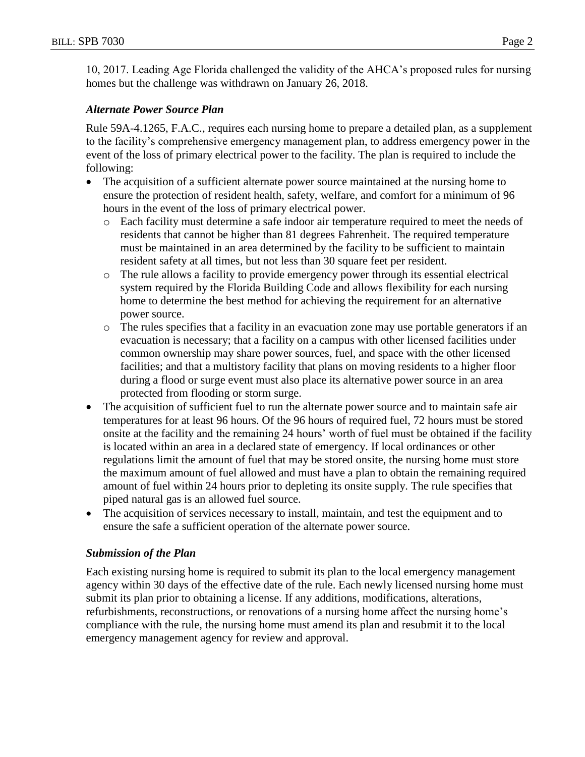10, 2017. Leading Age Florida challenged the validity of the AHCA's proposed rules for nursing homes but the challenge was withdrawn on January 26, 2018.

### *Alternate Power Source Plan*

Rule 59A-4.1265, F.A.C., requires each nursing home to prepare a detailed plan, as a supplement to the facility's comprehensive emergency management plan, to address emergency power in the event of the loss of primary electrical power to the facility. The plan is required to include the following:

- The acquisition of a sufficient alternate power source maintained at the nursing home to ensure the protection of resident health, safety, welfare, and comfort for a minimum of 96 hours in the event of the loss of primary electrical power.
  - Each facility must determine a safe indoor air temperature required to meet the needs of residents that cannot be higher than 81 degrees Fahrenheit. The required temperature must be maintained in an area determined by the facility to be sufficient to maintain resident safety at all times, but not less than 30 square feet per resident.
  - The rule allows a facility to provide emergency power through its essential electrical system required by the Florida Building Code and allows flexibility for each nursing home to determine the best method for achieving the requirement for an alternative power source.
  - The rules specifies that a facility in an evacuation zone may use portable generators if an evacuation is necessary; that a facility on a campus with other licensed facilities under common ownership may share power sources, fuel, and space with the other licensed facilities; and that a multistory facility that plans on moving residents to a higher floor during a flood or surge event must also place its alternative power source in an area protected from flooding or storm surge.
- The acquisition of sufficient fuel to run the alternate power source and to maintain safe air temperatures for at least 96 hours. Of the 96 hours of required fuel, 72 hours must be stored onsite at the facility and the remaining 24 hours' worth of fuel must be obtained if the facility is located within an area in a declared state of emergency. If local ordinances or other regulations limit the amount of fuel that may be stored onsite, the nursing home must store the maximum amount of fuel allowed and must have a plan to obtain the remaining required amount of fuel within 24 hours prior to depleting its onsite supply. The rule specifies that piped natural gas is an allowed fuel source.
- The acquisition of services necessary to install, maintain, and test the equipment and to ensure the safe a sufficient operation of the alternate power source.

### *Submission of the Plan*

Each existing nursing home is required to submit its plan to the local emergency management agency within 30 days of the effective date of the rule. Each newly licensed nursing home must submit its plan prior to obtaining a license. If any additions, modifications, alterations, refurbishments, reconstructions, or renovations of a nursing home affect the nursing home's compliance with the rule, the nursing home must amend its plan and resubmit it to the local emergency management agency for review and approval.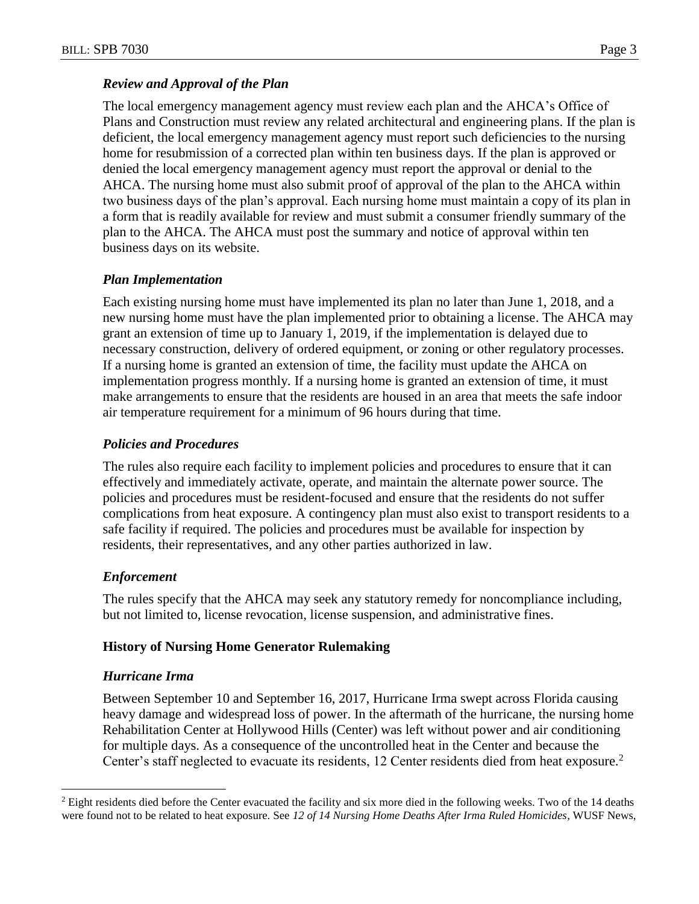### *Review and Approval of the Plan*

The local emergency management agency must review each plan and the AHCA's Office of Plans and Construction must review any related architectural and engineering plans. If the plan is deficient, the local emergency management agency must report such deficiencies to the nursing home for resubmission of a corrected plan within ten business days. If the plan is approved or denied the local emergency management agency must report the approval or denial to the AHCA. The nursing home must also submit proof of approval of the plan to the AHCA within two business days of the plan's approval. Each nursing home must maintain a copy of its plan in a form that is readily available for review and must submit a consumer friendly summary of the plan to the AHCA. The AHCA must post the summary and notice of approval within ten business days on its website.

### *Plan Implementation*

Each existing nursing home must have implemented its plan no later than June 1, 2018, and a new nursing home must have the plan implemented prior to obtaining a license. The AHCA may grant an extension of time up to January 1, 2019, if the implementation is delayed due to necessary construction, delivery of ordered equipment, or zoning or other regulatory processes. If a nursing home is granted an extension of time, the facility must update the AHCA on implementation progress monthly. If a nursing home is granted an extension of time, it must make arrangements to ensure that the residents are housed in an area that meets the safe indoor air temperature requirement for a minimum of 96 hours during that time.

### *Policies and Procedures*

The rules also require each facility to implement policies and procedures to ensure that it can effectively and immediately activate, operate, and maintain the alternate power source. The policies and procedures must be resident-focused and ensure that the residents do not suffer complications from heat exposure. A contingency plan must also exist to transport residents to a safe facility if required. The policies and procedures must be available for inspection by residents, their representatives, and any other parties authorized in law.

### *Enforcement*

The rules specify that the AHCA may seek any statutory remedy for noncompliance including, but not limited to, license revocation, license suspension, and administrative fines.

## History of Nursing Home Generator Rulemaking

### *Hurricane Irma*

Between September 10 and September 16, 2017, Hurricane Irma swept across Florida causing heavy damage and widespread loss of power. In the aftermath of the hurricane, the nursing home Rehabilitation Center at Hollywood Hills (Center) was left without power and air conditioning for multiple days. As a consequence of the uncontrolled heat in the Center and because the Center's staff neglected to evacuate its residents, 12 Center residents died from heat exposure.[2]

---

[2] Eight residents died before the Center evacuated the facility and six more died in the following weeks. Two of the 14 deaths were found not to be related to heat exposure. See *12 of 14 Nursing Home Deaths After Irma Ruled Homicides*, WUSF News,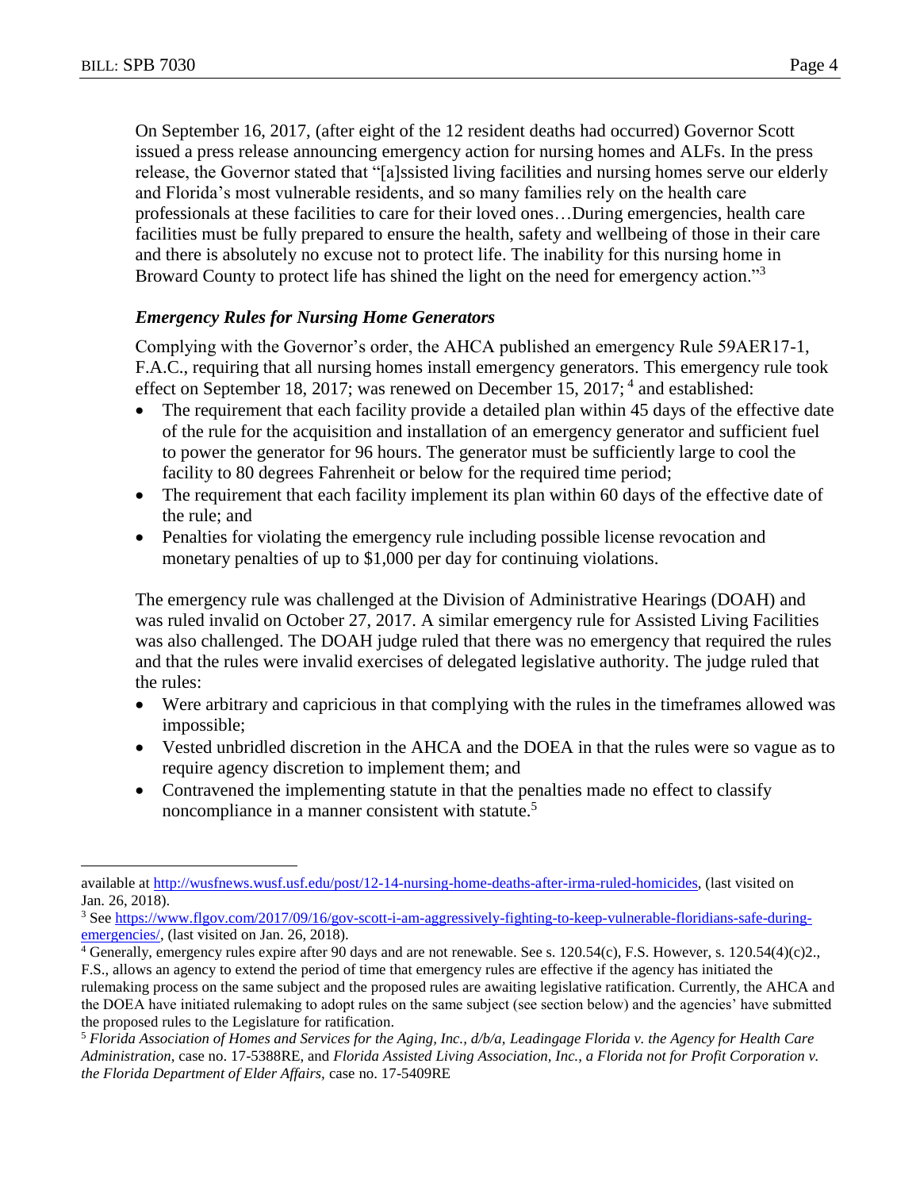On September 16, 2017, (after eight of the 12 resident deaths had occurred) Governor Scott issued a press release announcing emergency action for nursing homes and ALFs. In the press release, the Governor stated that "[a]ssisted living facilities and nursing homes serve our elderly and Florida's most vulnerable residents, and so many families rely on the health care professionals at these facilities to care for their loved ones…During emergencies, health care facilities must be fully prepared to ensure the health, safety and wellbeing of those in their care and there is absolutely no excuse not to protect life. The inability for this nursing home in Broward County to protect life has shined the light on the need for emergency action."[3]

### *Emergency Rules for Nursing Home Generators*

Complying with the Governor's order, the AHCA published an emergency Rule 59AER17-1, F.A.C., requiring that all nursing homes install emergency generators. This emergency rule took effect on September 18, 2017; was renewed on December 15, 2017;[4] and established:

- The requirement that each facility provide a detailed plan within 45 days of the effective date of the rule for the acquisition and installation of an emergency generator and sufficient fuel to power the generator for 96 hours. The generator must be sufficiently large to cool the facility to 80 degrees Fahrenheit or below for the required time period;
- The requirement that each facility implement its plan within 60 days of the effective date of the rule; and
- Penalties for violating the emergency rule including possible license revocation and monetary penalties of up to $1,000 per day for continuing violations.

The emergency rule was challenged at the Division of Administrative Hearings (DOAH) and was ruled invalid on October 27, 2017. A similar emergency rule for Assisted Living Facilities was also challenged. The DOAH judge ruled that there was no emergency that required the rules and that the rules were invalid exercises of delegated legislative authority. The judge ruled that the rules:

- Were arbitrary and capricious in that complying with the rules in the timeframes allowed was impossible;
- Vested unbridled discretion in the AHCA and the DOEA in that the rules were so vague as to require agency discretion to implement them; and
- Contravened the implementing statute in that the penalties made no effect to classify noncompliance in a manner consistent with statute.[5]

---

available at http://wusfnews.wusf.usf.edu/post/12-14-nursing-home-deaths-after-irma-ruled-homicides, (last visited on Jan. 26, 2018).

[3] See https://www.flgov.com/2017/09/16/gov-scott-i-am-aggressively-fighting-to-keep-vulnerable-floridians-safe-during-emergencies/, (last visited on Jan. 26, 2018).

[4] Generally, emergency rules expire after 90 days and are not renewable. See s. 120.54(c), F.S. However, s. 120.54(4)(c)2., F.S., allows an agency to extend the period of time that emergency rules are effective if the agency has initiated the rulemaking process on the same subject and the proposed rules are awaiting legislative ratification. Currently, the AHCA and the DOEA have initiated rulemaking to adopt rules on the same subject (see section below) and the agencies' have submitted the proposed rules to the Legislature for ratification.

[5] *Florida Association of Homes and Services for the Aging, Inc., d/b/a, Leadingage Florida v. the Agency for Health Care Administration*, case no. 17-5388RE, and *Florida Assisted Living Association, Inc., a Florida not for Profit Corporation v. the Florida Department of Elder Affairs,* case no. 17-5409RE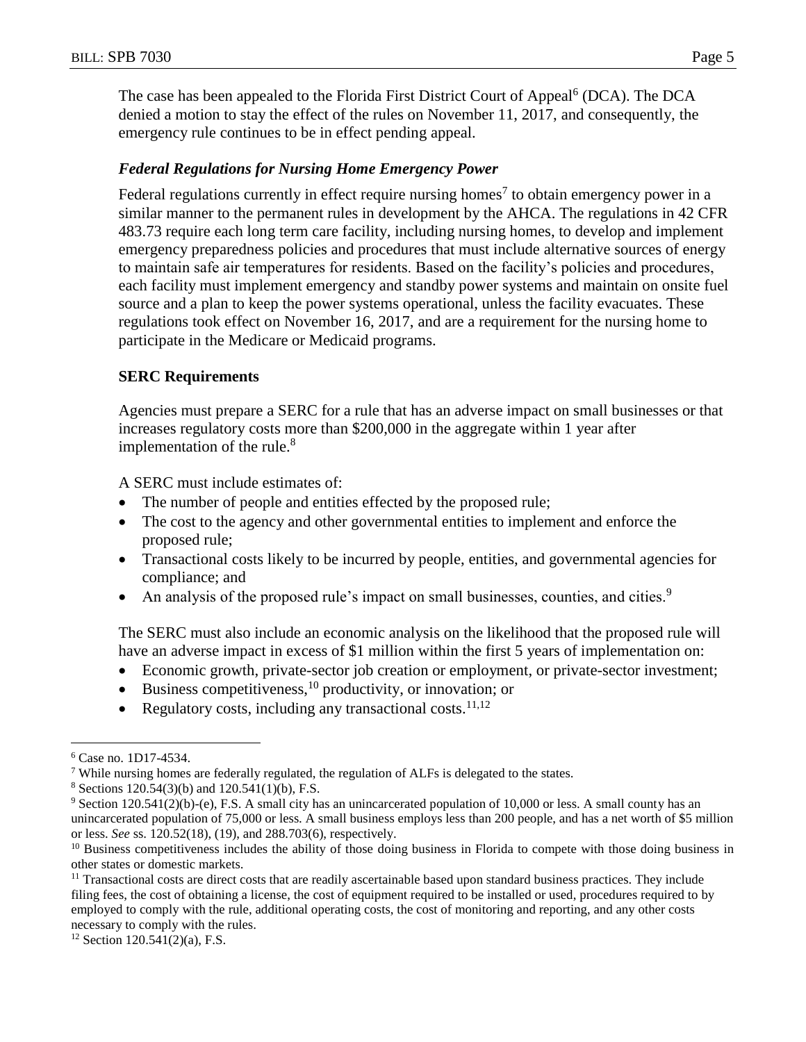The case has been appealed to the Florida First District Court of Appeal[6] (DCA). The DCA denied a motion to stay the effect of the rules on November 11, 2017, and consequently, the emergency rule continues to be in effect pending appeal.

### *Federal Regulations for Nursing Home Emergency Power*

Federal regulations currently in effect require nursing homes[7] to obtain emergency power in a similar manner to the permanent rules in development by the AHCA. The regulations in 42 CFR 483.73 require each long term care facility, including nursing homes, to develop and implement emergency preparedness policies and procedures that must include alternative sources of energy to maintain safe air temperatures for residents. Based on the facility's policies and procedures, each facility must implement emergency and standby power systems and maintain on onsite fuel source and a plan to keep the power systems operational, unless the facility evacuates. These regulations took effect on November 16, 2017, and are a requirement for the nursing home to participate in the Medicare or Medicaid programs.

### SERC Requirements

Agencies must prepare a SERC for a rule that has an adverse impact on small businesses or that increases regulatory costs more than $200,000 in the aggregate within 1 year after implementation of the rule.[8]

A SERC must include estimates of:

- The number of people and entities effected by the proposed rule;
- The cost to the agency and other governmental entities to implement and enforce the proposed rule;
- Transactional costs likely to be incurred by people, entities, and governmental agencies for compliance; and
- An analysis of the proposed rule's impact on small businesses, counties, and cities.[9]

The SERC must also include an economic analysis on the likelihood that the proposed rule will have an adverse impact in excess of $1 million within the first 5 years of implementation on:

- Economic growth, private-sector job creation or employment, or private-sector investment;
- Business competitiveness,[10] productivity, or innovation; or
- Regulatory costs, including any transactional costs.[11,12]

---

[6] Case no. 1D17-4534.

[7] While nursing homes are federally regulated, the regulation of ALFs is delegated to the states.

[8] Sections 120.54(3)(b) and 120.541(1)(b), F.S.

[9] Section 120.541(2)(b)-(e), F.S. A small city has an unincarcerated population of 10,000 or less. A small county has an unincarcerated population of 75,000 or less. A small business employs less than 200 people, and has a net worth of $5 million or less. *See* ss. 120.52(18), (19), and 288.703(6), respectively.

[10] Business competitiveness includes the ability of those doing business in Florida to compete with those doing business in other states or domestic markets.

[11] Transactional costs are direct costs that are readily ascertainable based upon standard business practices. They include filing fees, the cost of obtaining a license, the cost of equipment required to be installed or used, procedures required to by employed to comply with the rule, additional operating costs, the cost of monitoring and reporting, and any other costs necessary to comply with the rules.

[12] Section 120.541(2)(a), F.S.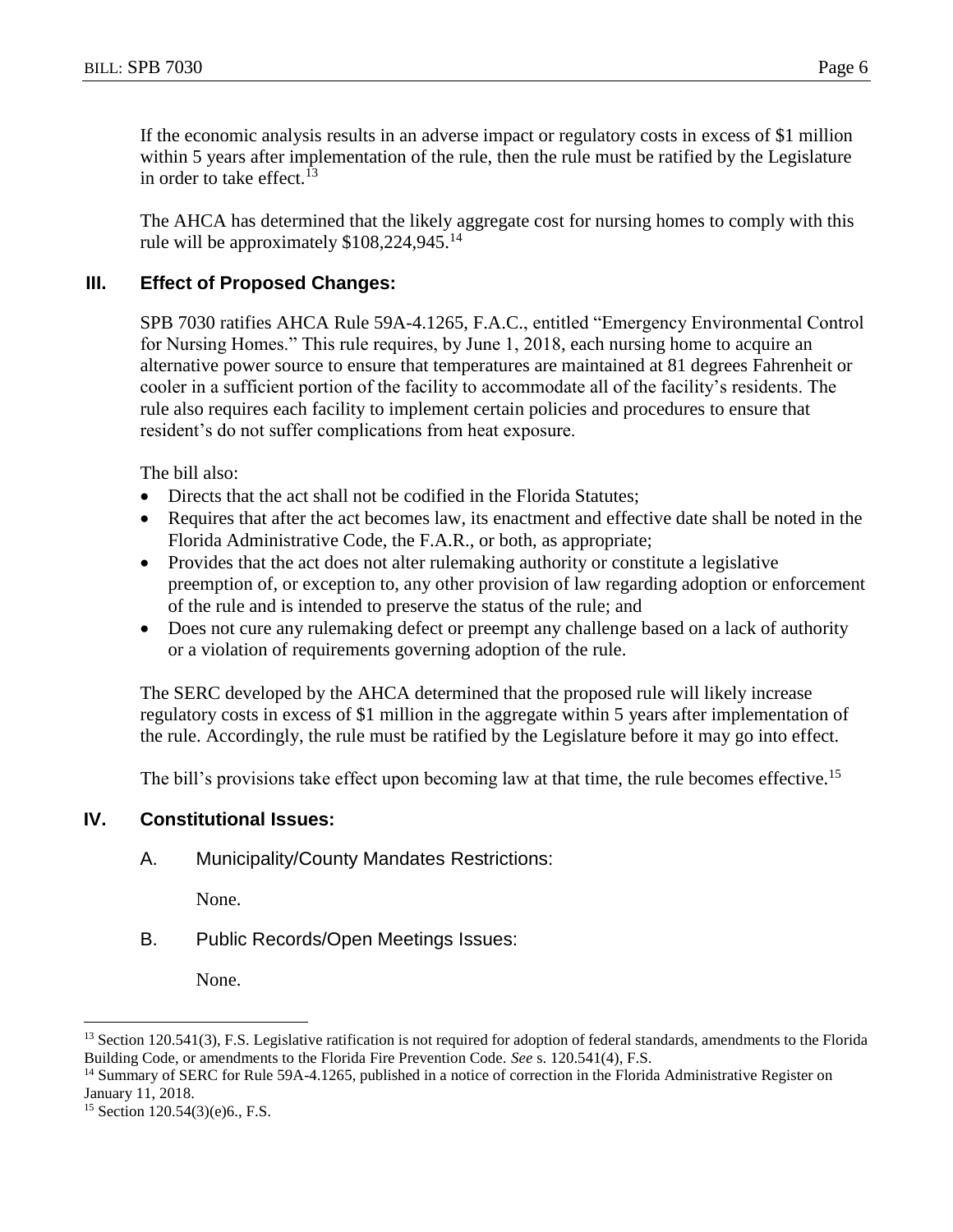If the economic analysis results in an adverse impact or regulatory costs in excess of $1 million within 5 years after implementation of the rule, then the rule must be ratified by the Legislature in order to take effect.[13]

The AHCA has determined that the likely aggregate cost for nursing homes to comply with this rule will be approximately $108,224,945.[14]

## III. Effect of Proposed Changes:

SPB 7030 ratifies AHCA Rule 59A-4.1265, F.A.C., entitled "Emergency Environmental Control for Nursing Homes." This rule requires, by June 1, 2018, each nursing home to acquire an alternative power source to ensure that temperatures are maintained at 81 degrees Fahrenheit or cooler in a sufficient portion of the facility to accommodate all of the facility's residents. The rule also requires each facility to implement certain policies and procedures to ensure that resident's do not suffer complications from heat exposure.

The bill also:

- Directs that the act shall not be codified in the Florida Statutes;
- Requires that after the act becomes law, its enactment and effective date shall be noted in the Florida Administrative Code, the F.A.R., or both, as appropriate;
- Provides that the act does not alter rulemaking authority or constitute a legislative preemption of, or exception to, any other provision of law regarding adoption or enforcement of the rule and is intended to preserve the status of the rule; and
- Does not cure any rulemaking defect or preempt any challenge based on a lack of authority or a violation of requirements governing adoption of the rule.

The SERC developed by the AHCA determined that the proposed rule will likely increase regulatory costs in excess of $1 million in the aggregate within 5 years after implementation of the rule. Accordingly, the rule must be ratified by the Legislature before it may go into effect.

The bill's provisions take effect upon becoming law at that time, the rule becomes effective.[15]

## IV. Constitutional Issues:

### A. Municipality/County Mandates Restrictions:

None.

### B. Public Records/Open Meetings Issues:

None.

---

[13] Section 120.541(3), F.S. Legislative ratification is not required for adoption of federal standards, amendments to the Florida Building Code, or amendments to the Florida Fire Prevention Code. *See* s. 120.541(4), F.S.

[14] Summary of SERC for Rule 59A-4.1265, published in a notice of correction in the Florida Administrative Register on January 11, 2018.

[15] Section 120.54(3)(e)6., F.S.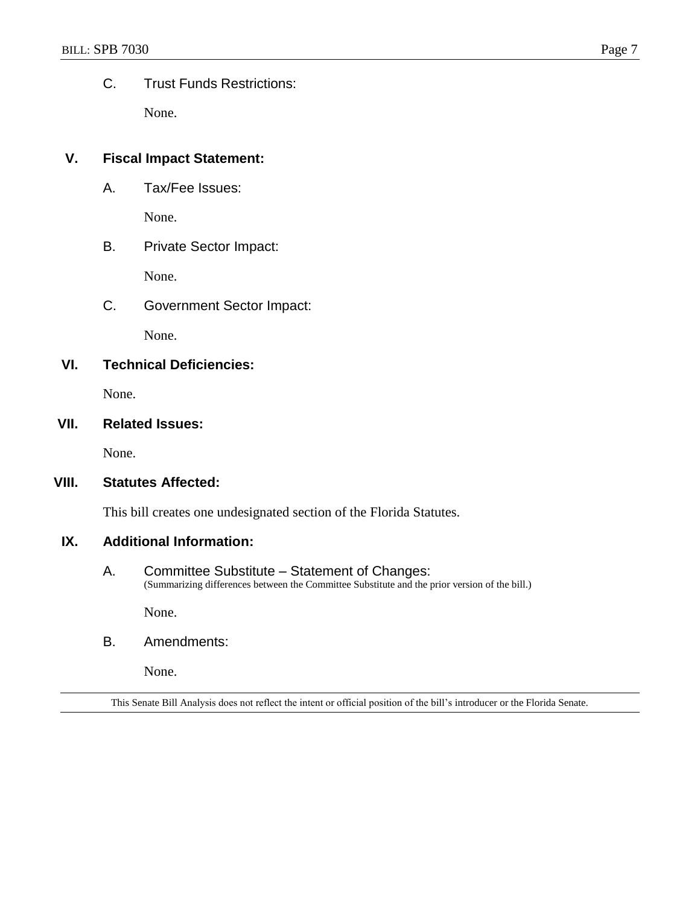C. Trust Funds Restrictions:

None.

## V. Fiscal Impact Statement:

A. Tax/Fee Issues:

None.

B. Private Sector Impact:

None.

C. Government Sector Impact:

None.

## VI. Technical Deficiencies:

None.

## VII. Related Issues:

None.

## VIII. Statutes Affected:

This bill creates one undesignated section of the Florida Statutes.

## IX. Additional Information:

A. Committee Substitute – Statement of Changes:
(Summarizing differences between the Committee Substitute and the prior version of the bill.)

None.

B. Amendments:

None.

This Senate Bill Analysis does not reflect the intent or official position of the bill's introducer or the Florida Senate.